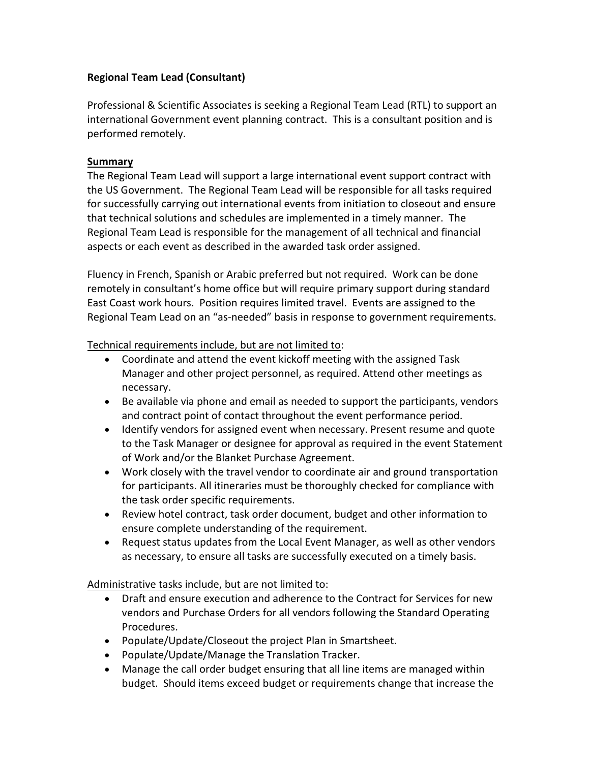**Regional Team Lead (Consultant)**

Professional & Scientific Associates is seeking a Regional Team Lead (RTL) to support an international Government event planning contract. This is a consultant position and is performed remotely.

**Summary**

The Regional Team Lead will support a large international event support contract with the US Government. The Regional Team Lead will be responsible for all tasks required for successfully carrying out international events from initiation to closeout and ensure that technical solutions and schedules are implemented in a timely manner. The Regional Team Lead is responsible for the management of all technical and financial aspects or each event as described in the awarded task order assigned.

Fluency in French, Spanish or Arabic preferred but not required. Work can be done remotely in consultant's home office but will require primary support during standard East Coast work hours. Position requires limited travel. Events are assigned to the Regional Team Lead on an "as-needed" basis in response to government requirements.

Technical requirements include, but are not limited to:

- Coordinate and attend the event kickoff meeting with the assigned Task Manager and other project personnel, as required. Attend other meetings as necessary.
- Be available via phone and email as needed to support the participants, vendors and contract point of contact throughout the event performance period.
- Identify vendors for assigned event when necessary. Present resume and quote to the Task Manager or designee for approval as required in the event Statement of Work and/or the Blanket Purchase Agreement.
- Work closely with the travel vendor to coordinate air and ground transportation for participants. All itineraries must be thoroughly checked for compliance with the task order specific requirements.
- Review hotel contract, task order document, budget and other information to ensure complete understanding of the requirement.
- Request status updates from the Local Event Manager, as well as other vendors as necessary, to ensure all tasks are successfully executed on a timely basis.

Administrative tasks include, but are not limited to:

- Draft and ensure execution and adherence to the Contract for Services for new vendors and Purchase Orders for all vendors following the Standard Operating Procedures.
- Populate/Update/Closeout the project Plan in Smartsheet.
- Populate/Update/Manage the Translation Tracker.
- Manage the call order budget ensuring that all line items are managed within budget. Should items exceed budget or requirements change that increase the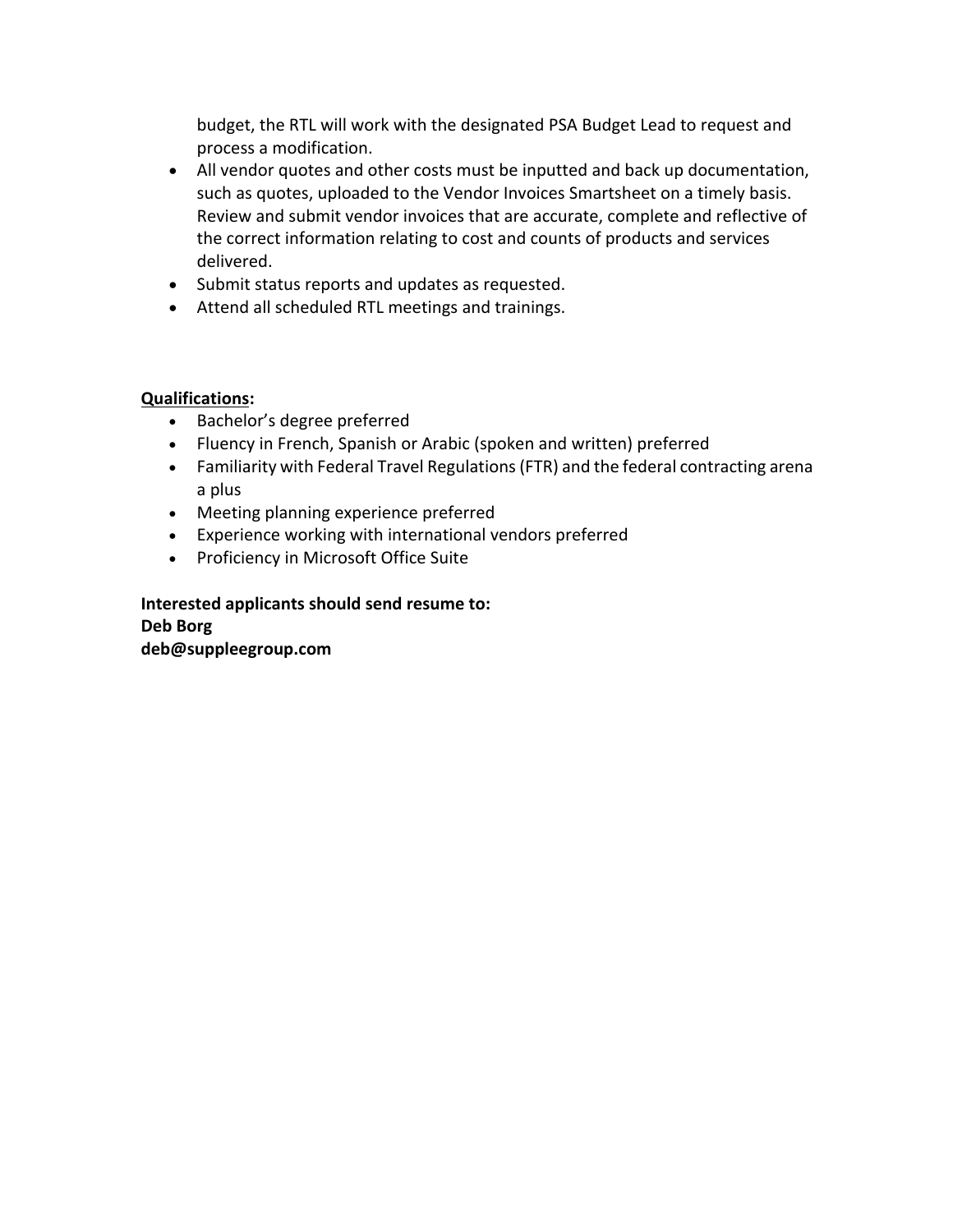budget, the RTL will work with the designated PSA Budget Lead to request and process a modification.

- All vendor quotes and other costs must be inputted and back up documentation, such as quotes, uploaded to the Vendor Invoices Smartsheet on a timely basis. Review and submit vendor invoices that are accurate, complete and reflective of the correct information relating to cost and counts of products and services delivered.
- Submit status reports and updates as requested.
- Attend all scheduled RTL meetings and trainings.

**Qualifications:**

- Bachelor's degree preferred
- Fluency in French, Spanish or Arabic (spoken and written) preferred
- Familiarity with Federal Travel Regulations (FTR) and the federal contracting arena a plus
- Meeting planning experience preferred
- Experience working with international vendors preferred
- Proficiency in Microsoft Office Suite

**Interested applicants should send resume to:**
**Deb Borg**
**deb@suppleegroup.com**